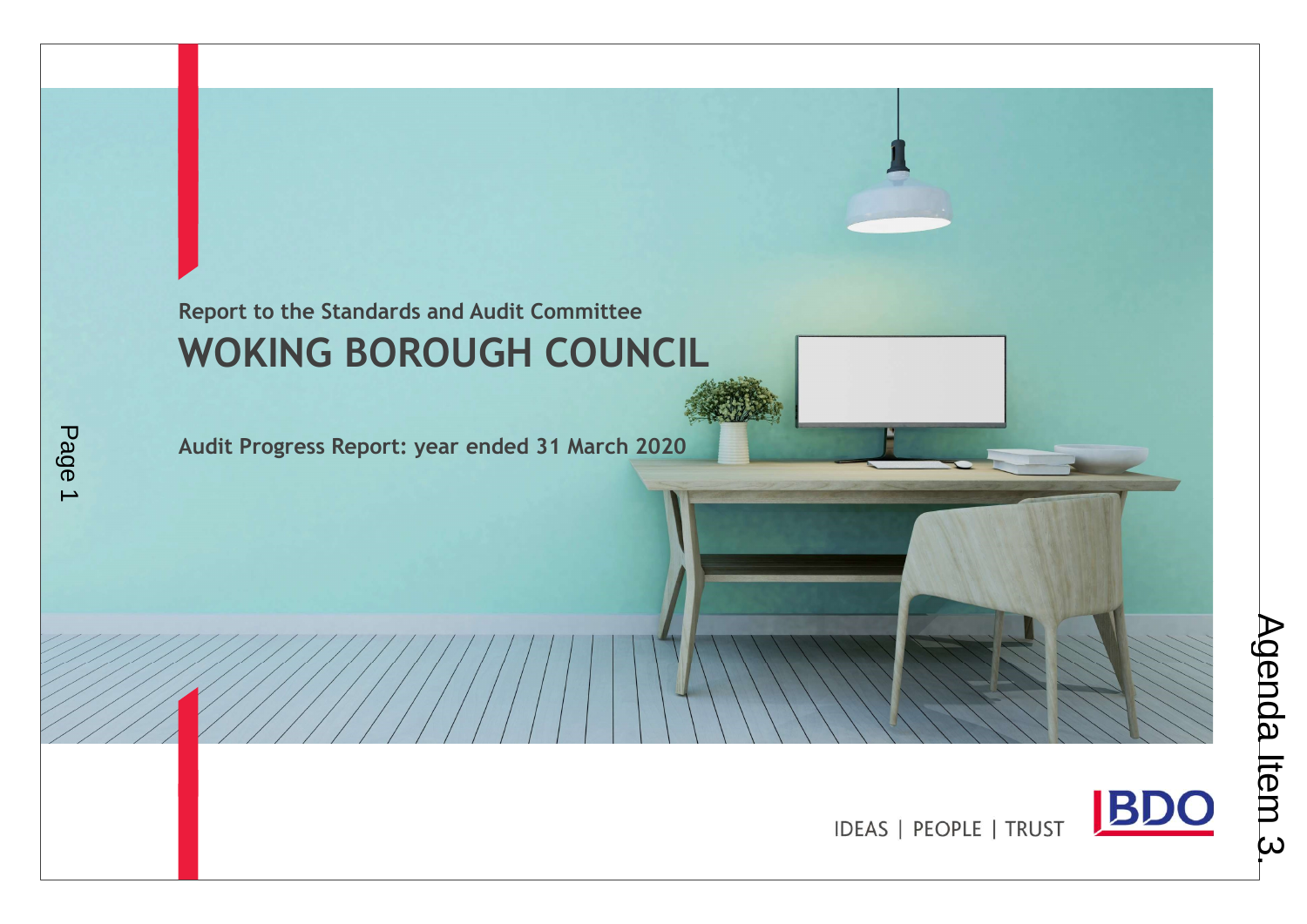Report to the Standards and Audit Committee

# WOKING BOROUGH COUNCIL

**Audit Progress Report: year ended 31 March 2020**

IDEAS | PEOPLE | TRUST

BDO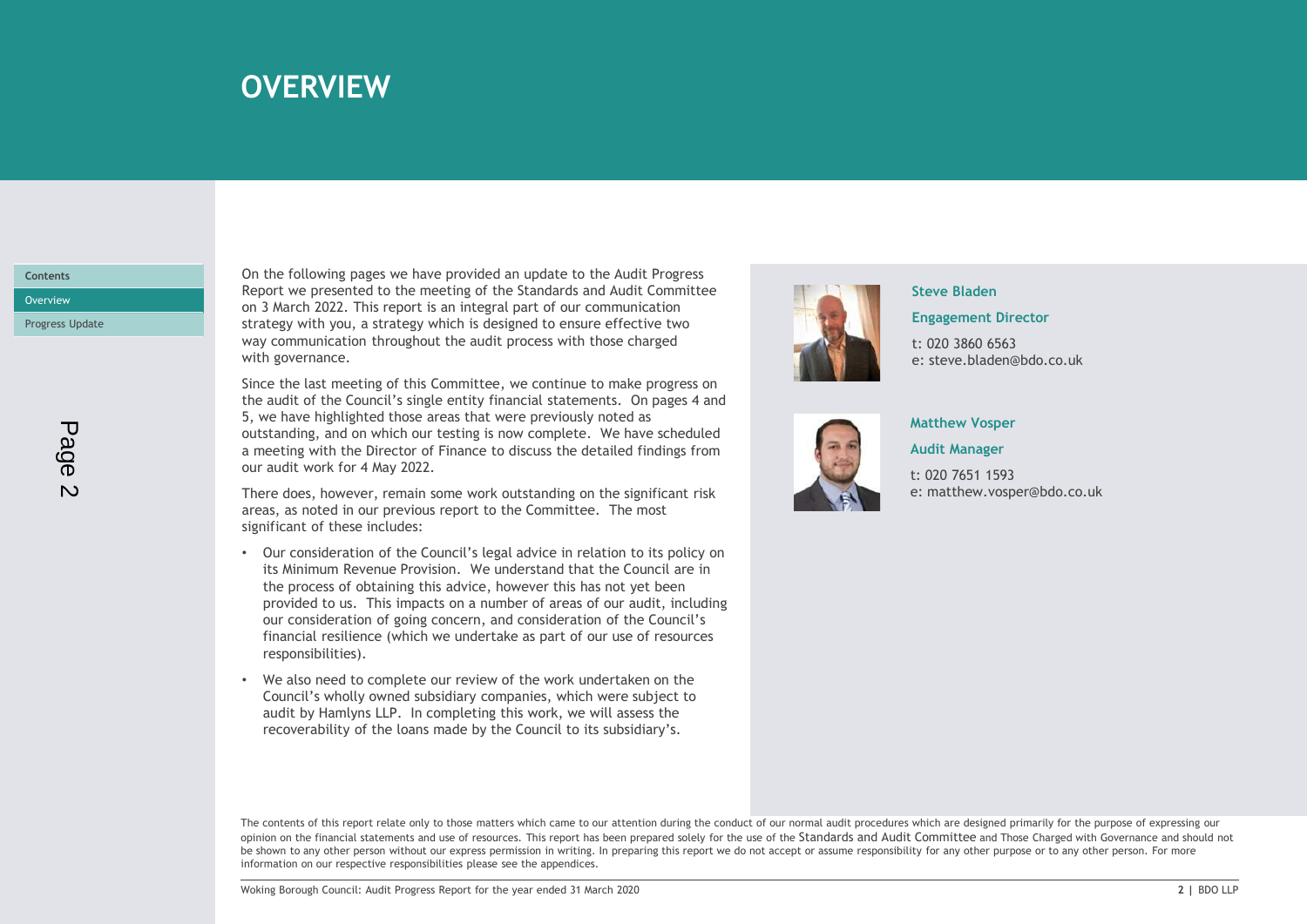# OVERVIEW

On the following pages we have provided an update to the Audit Progress Report we presented to the meeting of the Standards and Audit Committee on 3 March 2022. This report is an integral part of our communication strategy with you, a strategy which is designed to ensure effective two way communication throughout the audit process with those charged with governance.

Since the last meeting of this Committee, we continue to make progress on the audit of the Council's single entity financial statements. On pages 4 and 5, we have highlighted those areas that were previously noted as outstanding, and on which our testing is now complete. We have scheduled a meeting with the Director of Finance to discuss the detailed findings from our audit work for 4 May 2022.

There does, however, remain some work outstanding on the significant risk areas, as noted in our previous report to the Committee. The most significant of these includes:

- Our consideration of the Council's legal advice in relation to its policy on its Minimum Revenue Provision. We understand that the Council are in the process of obtaining this advice, however this has not yet been provided to us. This impacts on a number of areas of our audit, including our consideration of going concern, and consideration of the Council's financial resilience (which we undertake as part of our use of resources responsibilities).
- We also need to complete our review of the work undertaken on the Council's wholly owned subsidiary companies, which were subject to audit by Hamlyns LLP. In completing this work, we will assess the recoverability of the loans made by the Council to its subsidiary's.

**Steve Bladen**

**Engagement Director**

t: 020 3860 6563
e: steve.bladen@bdo.co.uk

**Matthew Vosper**

**Audit Manager**

t: 020 7651 1593
e: matthew.vosper@bdo.co.uk

The contents of this report relate only to those matters which came to our attention during the conduct of our normal audit procedures which are designed primarily for the purpose of expressing our opinion on the financial statements and use of resources. This report has been prepared solely for the use of the Standards and Audit Committee and Those Charged with Governance and should not be shown to any other person without our express permission in writing. In preparing this report we do not accept or assume responsibility for any other purpose or to any other person. For more information on our respective responsibilities please see the appendices.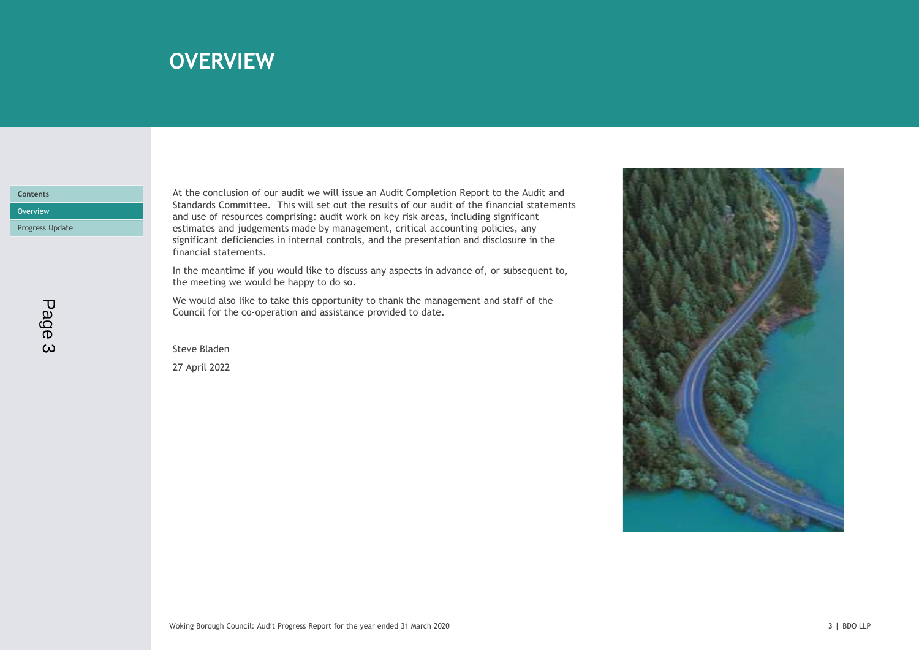# OVERVIEW

At the conclusion of our audit we will issue an Audit Completion Report to the Audit and Standards Committee. This will set out the results of our audit of the financial statements and use of resources comprising: audit work on key risk areas, including significant estimates and judgements made by management, critical accounting policies, any significant deficiencies in internal controls, and the presentation and disclosure in the financial statements.

In the meantime if you would like to discuss any aspects in advance of, or subsequent to, the meeting we would be happy to do so.

We would also like to take this opportunity to thank the management and staff of the Council for the co-operation and assistance provided to date.

Steve Bladen

27 April 2022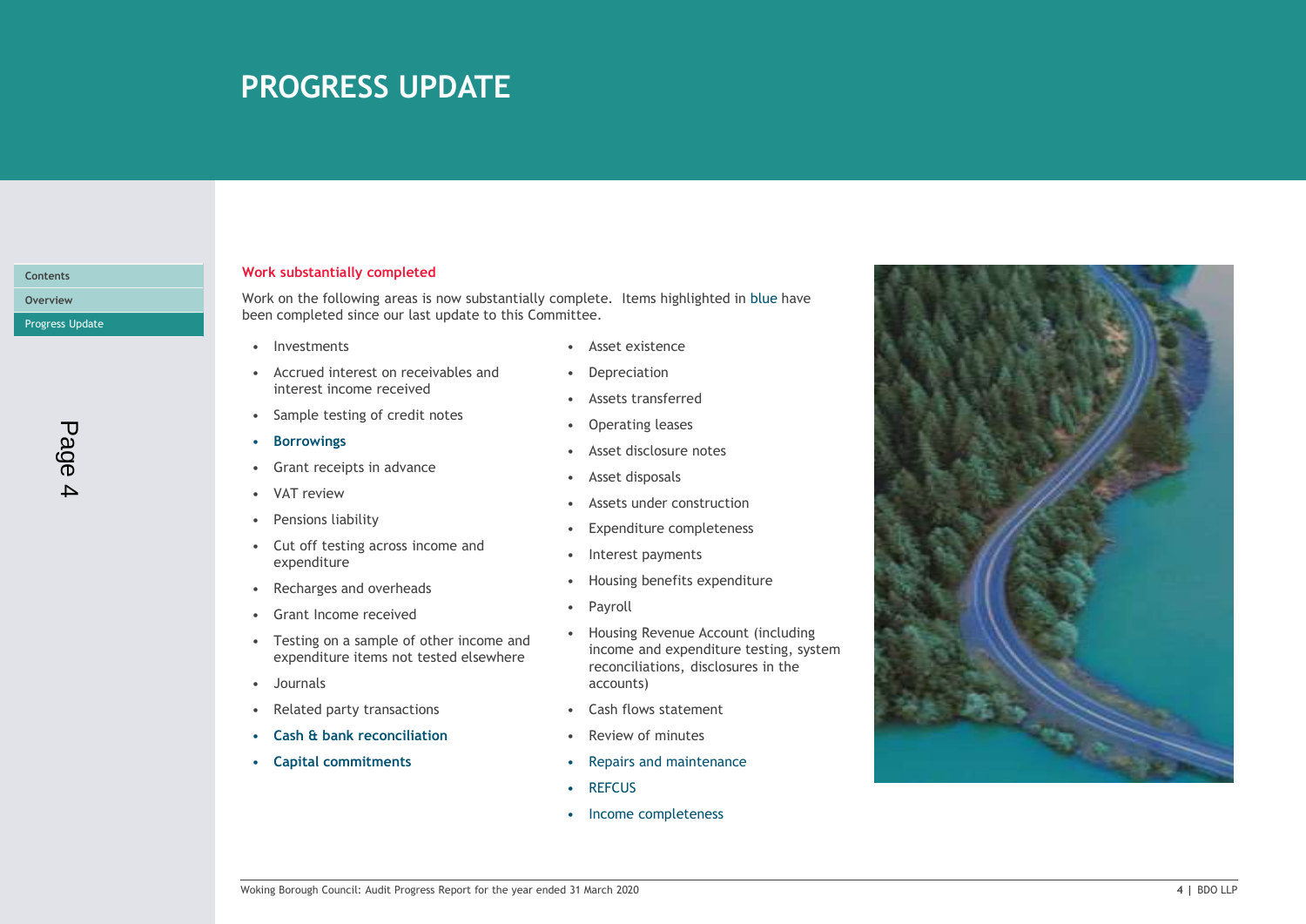# PROGRESS UPDATE

## Work substantially completed

Work on the following areas is now substantially complete. Items highlighted in blue have been completed since our last update to this Committee.

- Investments
- Accrued interest on receivables and interest income received
- Sample testing of credit notes
- **Borrowings**
- Grant receipts in advance
- VAT review
- Pensions liability
- Cut off testing across income and expenditure
- Recharges and overheads
- Grant Income received
- Testing on a sample of other income and expenditure items not tested elsewhere
- Journals
- Related party transactions
- **Cash & bank reconciliation**
- **Capital commitments**
- Asset existence
- Depreciation
- Assets transferred
- Operating leases
- Asset disclosure notes
- Asset disposals
- Assets under construction
- Expenditure completeness
- Interest payments
- Housing benefits expenditure
- Payroll
- Housing Revenue Account (including income and expenditure testing, system reconciliations, disclosures in the accounts)
- Cash flows statement
- Review of minutes
- Repairs and maintenance
- REFCUS
- Income completeness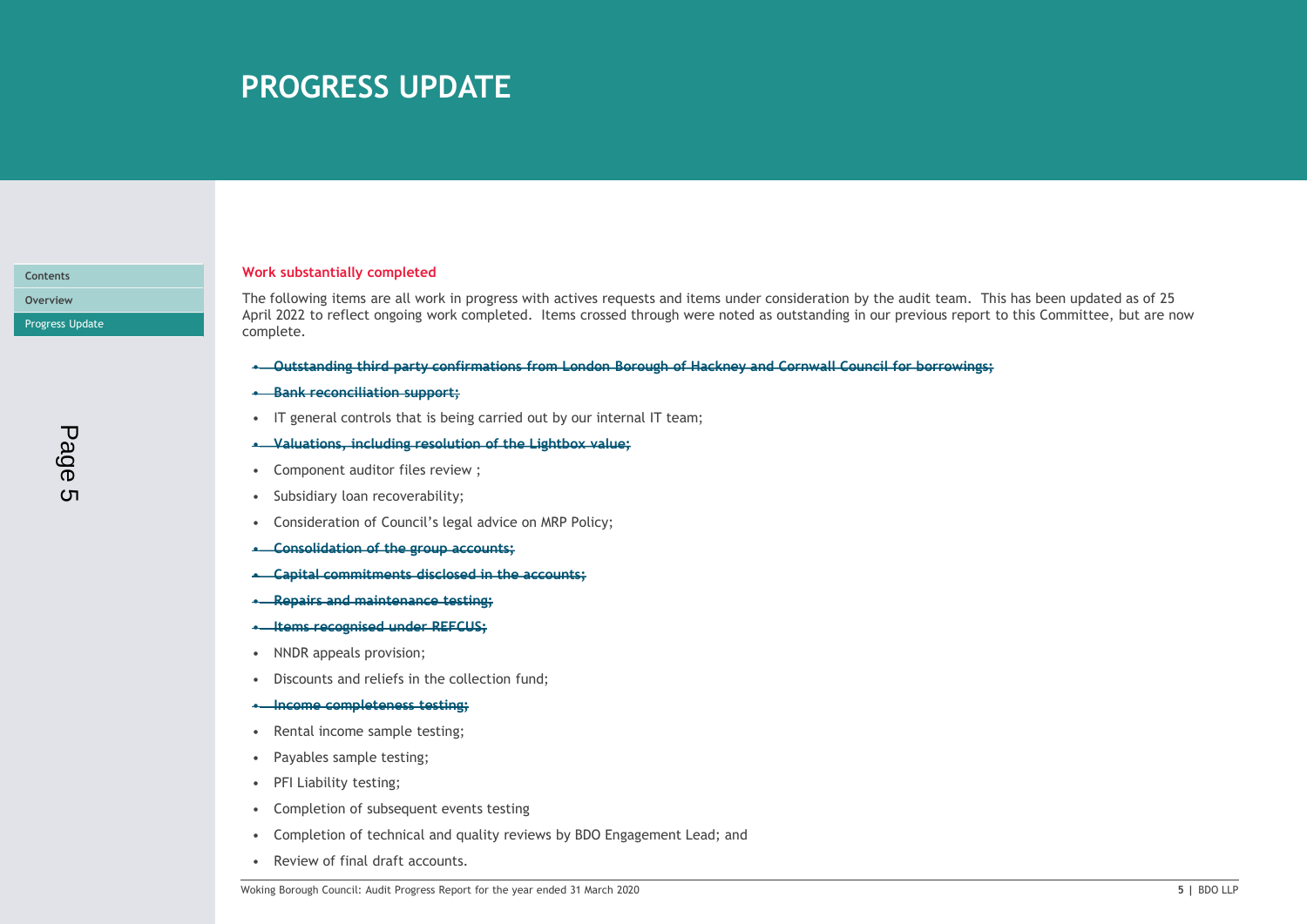# PROGRESS UPDATE

Contents

Overview

Progress Update

## Work substantially completed

The following items are all work in progress with actives requests and items under consideration by the audit team. This has been updated as of 25 April 2022 to reflect ongoing work completed. Items crossed through were noted as outstanding in our previous report to this Committee, but are now complete.

- ~~**Outstanding third party confirmations from London Borough of Hackney and Cornwall Council for borrowings;**~~
- ~~**Bank reconciliation support;**~~
- IT general controls that is being carried out by our internal IT team;
- ~~**Valuations, including resolution of the Lightbox value;**~~
- Component auditor files review ;
- Subsidiary loan recoverability;
- Consideration of Council's legal advice on MRP Policy;
- ~~**Consolidation of the group accounts;**~~
- ~~**Capital commitments disclosed in the accounts;**~~
- ~~**Repairs and maintenance testing;**~~
- ~~**Items recognised under REFCUS;**~~
- NNDR appeals provision;
- Discounts and reliefs in the collection fund;
- ~~**Income completeness testing;**~~
- Rental income sample testing;
- Payables sample testing;
- PFI Liability testing;
- Completion of subsequent events testing
- Completion of technical and quality reviews by BDO Engagement Lead; and
- Review of final draft accounts.